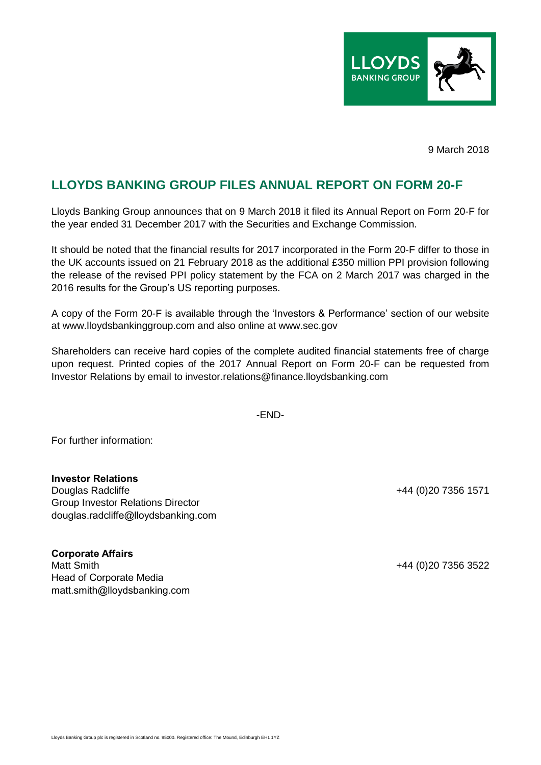9 March 2018

# LLOYDS BANKING GROUP FILES ANNUAL REPORT ON FORM 20-F

Lloyds Banking Group announces that on 9 March 2018 it filed its Annual Report on Form 20-F for the year ended 31 December 2017 with the Securities and Exchange Commission.

It should be noted that the financial results for 2017 incorporated in the Form 20-F differ to those in the UK accounts issued on 21 February 2018 as the additional £350 million PPI provision following the release of the revised PPI policy statement by the FCA on 2 March 2017 was charged in the 2016 results for the Group's US reporting purposes.

A copy of the Form 20-F is available through the 'Investors & Performance' section of our website at www.lloydsbankinggroup.com and also online at www.sec.gov

Shareholders can receive hard copies of the complete audited financial statements free of charge upon request. Printed copies of the 2017 Annual Report on Form 20-F can be requested from Investor Relations by email to investor.relations@finance.lloydsbanking.com

-END-

For further information:

**Investor Relations**
Douglas Radcliffe — +44 (0)20 7356 1571
Group Investor Relations Director
douglas.radcliffe@lloydsbanking.com

**Corporate Affairs**
Matt Smith — +44 (0)20 7356 3522
Head of Corporate Media
matt.smith@lloydsbanking.com

Lloyds Banking Group plc is registered in Scotland no. 95000. Registered office: The Mound, Edinburgh EH1 1YZ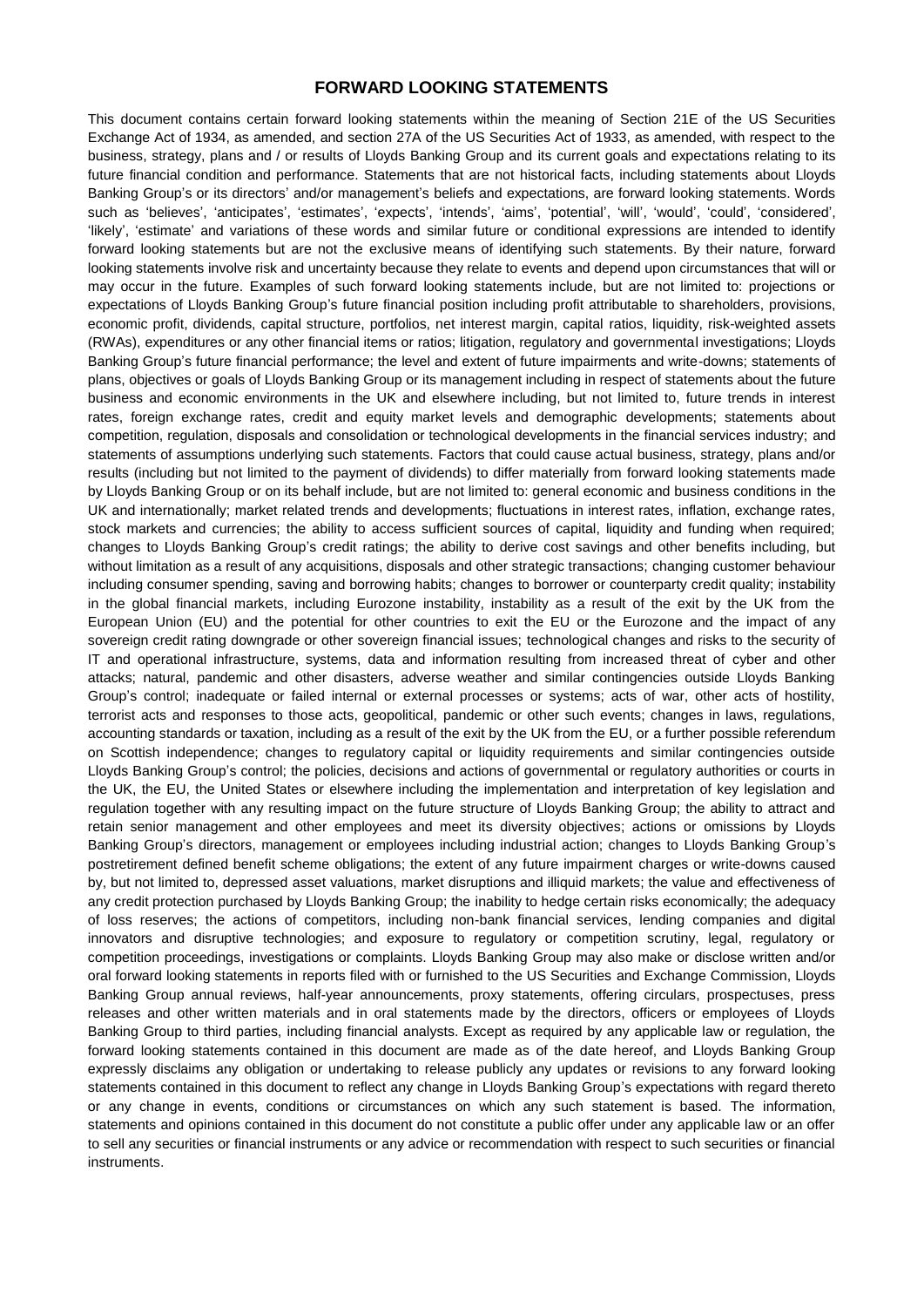# FORWARD LOOKING STATEMENTS

This document contains certain forward looking statements within the meaning of Section 21E of the US Securities Exchange Act of 1934, as amended, and section 27A of the US Securities Act of 1933, as amended, with respect to the business, strategy, plans and / or results of Lloyds Banking Group and its current goals and expectations relating to its future financial condition and performance. Statements that are not historical facts, including statements about Lloyds Banking Group's or its directors' and/or management's beliefs and expectations, are forward looking statements. Words such as 'believes', 'anticipates', 'estimates', 'expects', 'intends', 'aims', 'potential', 'will', 'would', 'could', 'considered', 'likely', 'estimate' and variations of these words and similar future or conditional expressions are intended to identify forward looking statements but are not the exclusive means of identifying such statements. By their nature, forward looking statements involve risk and uncertainty because they relate to events and depend upon circumstances that will or may occur in the future. Examples of such forward looking statements include, but are not limited to: projections or expectations of Lloyds Banking Group's future financial position including profit attributable to shareholders, provisions, economic profit, dividends, capital structure, portfolios, net interest margin, capital ratios, liquidity, risk-weighted assets (RWAs), expenditures or any other financial items or ratios; litigation, regulatory and governmental investigations; Lloyds Banking Group's future financial performance; the level and extent of future impairments and write-downs; statements of plans, objectives or goals of Lloyds Banking Group or its management including in respect of statements about the future business and economic environments in the UK and elsewhere including, but not limited to, future trends in interest rates, foreign exchange rates, credit and equity market levels and demographic developments; statements about competition, regulation, disposals and consolidation or technological developments in the financial services industry; and statements of assumptions underlying such statements. Factors that could cause actual business, strategy, plans and/or results (including but not limited to the payment of dividends) to differ materially from forward looking statements made by Lloyds Banking Group or on its behalf include, but are not limited to: general economic and business conditions in the UK and internationally; market related trends and developments; fluctuations in interest rates, inflation, exchange rates, stock markets and currencies; the ability to access sufficient sources of capital, liquidity and funding when required; changes to Lloyds Banking Group's credit ratings; the ability to derive cost savings and other benefits including, but without limitation as a result of any acquisitions, disposals and other strategic transactions; changing customer behaviour including consumer spending, saving and borrowing habits; changes to borrower or counterparty credit quality; instability in the global financial markets, including Eurozone instability, instability as a result of the exit by the UK from the European Union (EU) and the potential for other countries to exit the EU or the Eurozone and the impact of any sovereign credit rating downgrade or other sovereign financial issues; technological changes and risks to the security of IT and operational infrastructure, systems, data and information resulting from increased threat of cyber and other attacks; natural, pandemic and other disasters, adverse weather and similar contingencies outside Lloyds Banking Group's control; inadequate or failed internal or external processes or systems; acts of war, other acts of hostility, terrorist acts and responses to those acts, geopolitical, pandemic or other such events; changes in laws, regulations, accounting standards or taxation, including as a result of the exit by the UK from the EU, or a further possible referendum on Scottish independence; changes to regulatory capital or liquidity requirements and similar contingencies outside Lloyds Banking Group's control; the policies, decisions and actions of governmental or regulatory authorities or courts in the UK, the EU, the United States or elsewhere including the implementation and interpretation of key legislation and regulation together with any resulting impact on the future structure of Lloyds Banking Group; the ability to attract and retain senior management and other employees and meet its diversity objectives; actions or omissions by Lloyds Banking Group's directors, management or employees including industrial action; changes to Lloyds Banking Group's postretirement defined benefit scheme obligations; the extent of any future impairment charges or write-downs caused by, but not limited to, depressed asset valuations, market disruptions and illiquid markets; the value and effectiveness of any credit protection purchased by Lloyds Banking Group; the inability to hedge certain risks economically; the adequacy of loss reserves; the actions of competitors, including non-bank financial services, lending companies and digital innovators and disruptive technologies; and exposure to regulatory or competition scrutiny, legal, regulatory or competition proceedings, investigations or complaints. Lloyds Banking Group may also make or disclose written and/or oral forward looking statements in reports filed with or furnished to the US Securities and Exchange Commission, Lloyds Banking Group annual reviews, half-year announcements, proxy statements, offering circulars, prospectuses, press releases and other written materials and in oral statements made by the directors, officers or employees of Lloyds Banking Group to third parties, including financial analysts. Except as required by any applicable law or regulation, the forward looking statements contained in this document are made as of the date hereof, and Lloyds Banking Group expressly disclaims any obligation or undertaking to release publicly any updates or revisions to any forward looking statements contained in this document to reflect any change in Lloyds Banking Group's expectations with regard thereto or any change in events, conditions or circumstances on which any such statement is based. The information, statements and opinions contained in this document do not constitute a public offer under any applicable law or an offer to sell any securities or financial instruments or any advice or recommendation with respect to such securities or financial instruments.